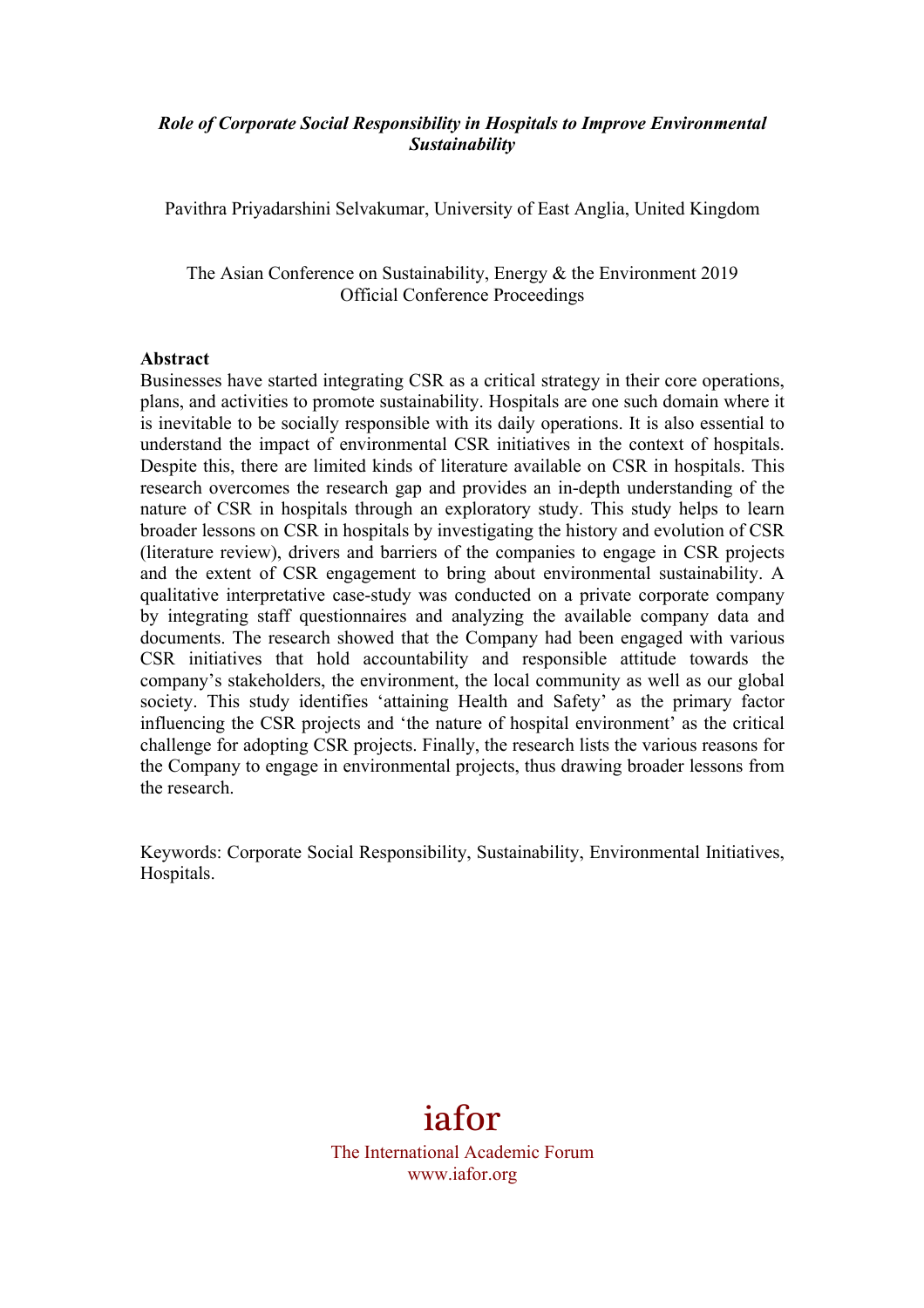# *Role of Corporate Social Responsibility in Hospitals to Improve Environmental Sustainability*

Pavithra Priyadarshini Selvakumar, University of East Anglia, United Kingdom

The Asian Conference on Sustainability, Energy & the Environment 2019
Official Conference Proceedings

## Abstract

Businesses have started integrating CSR as a critical strategy in their core operations, plans, and activities to promote sustainability. Hospitals are one such domain where it is inevitable to be socially responsible with its daily operations. It is also essential to understand the impact of environmental CSR initiatives in the context of hospitals. Despite this, there are limited kinds of literature available on CSR in hospitals. This research overcomes the research gap and provides an in-depth understanding of the nature of CSR in hospitals through an exploratory study. This study helps to learn broader lessons on CSR in hospitals by investigating the history and evolution of CSR (literature review), drivers and barriers of the companies to engage in CSR projects and the extent of CSR engagement to bring about environmental sustainability. A qualitative interpretative case-study was conducted on a private corporate company by integrating staff questionnaires and analyzing the available company data and documents. The research showed that the Company had been engaged with various CSR initiatives that hold accountability and responsible attitude towards the company's stakeholders, the environment, the local community as well as our global society. This study identifies 'attaining Health and Safety' as the primary factor influencing the CSR projects and 'the nature of hospital environment' as the critical challenge for adopting CSR projects. Finally, the research lists the various reasons for the Company to engage in environmental projects, thus drawing broader lessons from the research.

Keywords: Corporate Social Responsibility, Sustainability, Environmental Initiatives, Hospitals.

iafor
The International Academic Forum
www.iafor.org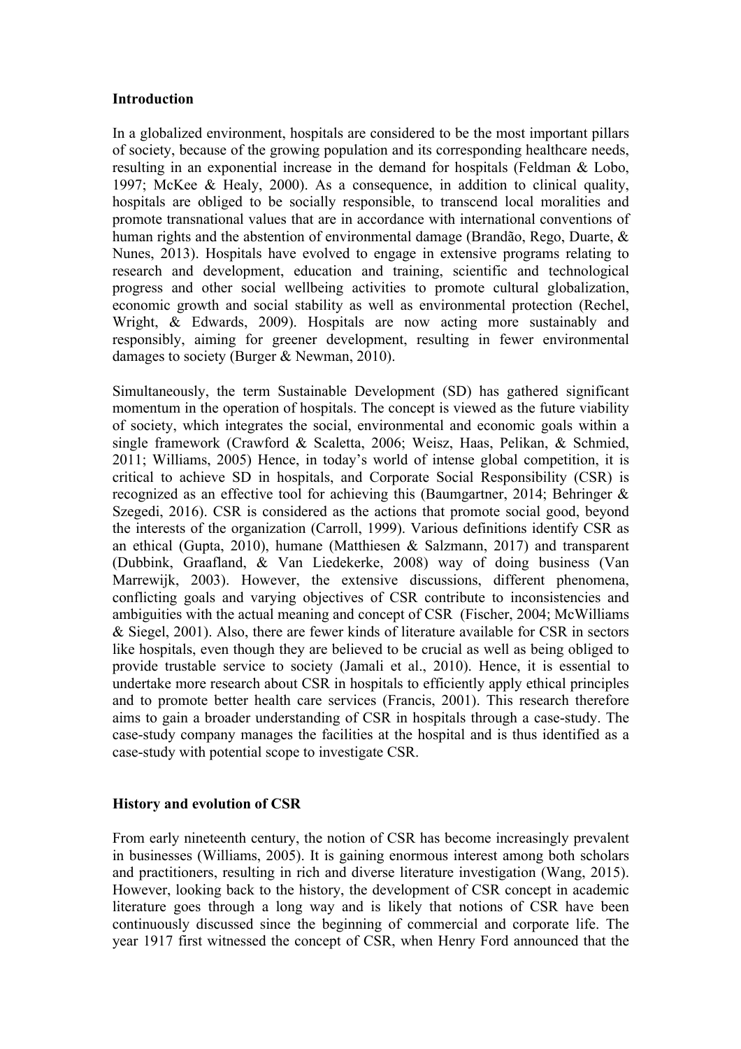## Introduction

In a globalized environment, hospitals are considered to be the most important pillars of society, because of the growing population and its corresponding healthcare needs, resulting in an exponential increase in the demand for hospitals (Feldman & Lobo, 1997; McKee & Healy, 2000). As a consequence, in addition to clinical quality, hospitals are obliged to be socially responsible, to transcend local moralities and promote transnational values that are in accordance with international conventions of human rights and the abstention of environmental damage (Brandão, Rego, Duarte, & Nunes, 2013). Hospitals have evolved to engage in extensive programs relating to research and development, education and training, scientific and technological progress and other social wellbeing activities to promote cultural globalization, economic growth and social stability as well as environmental protection (Rechel, Wright, & Edwards, 2009). Hospitals are now acting more sustainably and responsibly, aiming for greener development, resulting in fewer environmental damages to society (Burger & Newman, 2010).

Simultaneously, the term Sustainable Development (SD) has gathered significant momentum in the operation of hospitals. The concept is viewed as the future viability of society, which integrates the social, environmental and economic goals within a single framework (Crawford & Scaletta, 2006; Weisz, Haas, Pelikan, & Schmied, 2011; Williams, 2005) Hence, in today's world of intense global competition, it is critical to achieve SD in hospitals, and Corporate Social Responsibility (CSR) is recognized as an effective tool for achieving this (Baumgartner, 2014; Behringer & Szegedi, 2016). CSR is considered as the actions that promote social good, beyond the interests of the organization (Carroll, 1999). Various definitions identify CSR as an ethical (Gupta, 2010), humane (Matthiesen & Salzmann, 2017) and transparent (Dubbink, Graafland, & Van Liedekerke, 2008) way of doing business (Van Marrewijk, 2003). However, the extensive discussions, different phenomena, conflicting goals and varying objectives of CSR contribute to inconsistencies and ambiguities with the actual meaning and concept of CSR (Fischer, 2004; McWilliams & Siegel, 2001). Also, there are fewer kinds of literature available for CSR in sectors like hospitals, even though they are believed to be crucial as well as being obliged to provide trustable service to society (Jamali et al., 2010). Hence, it is essential to undertake more research about CSR in hospitals to efficiently apply ethical principles and to promote better health care services (Francis, 2001). This research therefore aims to gain a broader understanding of CSR in hospitals through a case-study. The case-study company manages the facilities at the hospital and is thus identified as a case-study with potential scope to investigate CSR.

## History and evolution of CSR

From early nineteenth century, the notion of CSR has become increasingly prevalent in businesses (Williams, 2005). It is gaining enormous interest among both scholars and practitioners, resulting in rich and diverse literature investigation (Wang, 2015). However, looking back to the history, the development of CSR concept in academic literature goes through a long way and is likely that notions of CSR have been continuously discussed since the beginning of commercial and corporate life. The year 1917 first witnessed the concept of CSR, when Henry Ford announced that the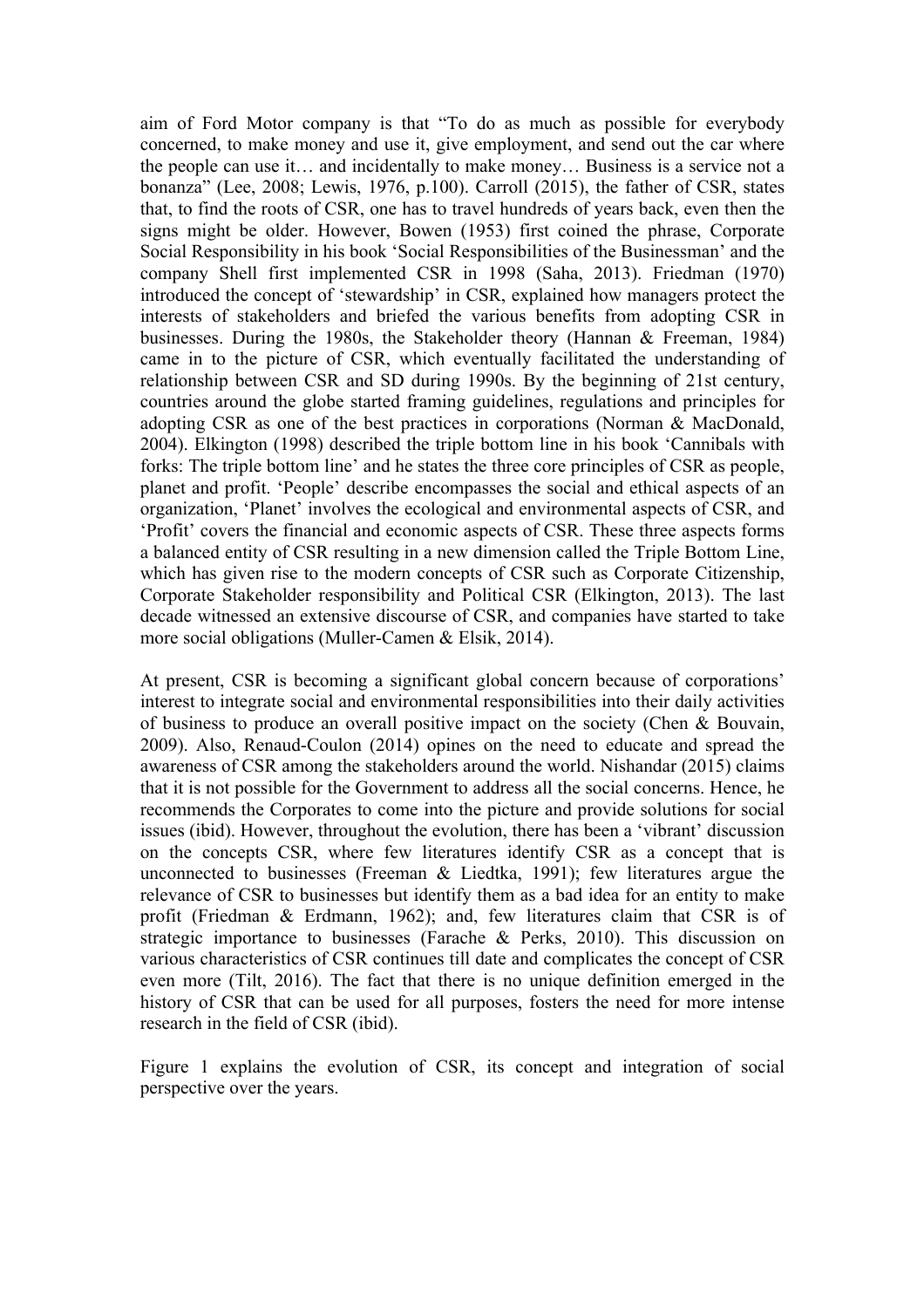aim of Ford Motor company is that "To do as much as possible for everybody concerned, to make money and use it, give employment, and send out the car where the people can use it… and incidentally to make money… Business is a service not a bonanza" (Lee, 2008; Lewis, 1976, p.100). Carroll (2015), the father of CSR, states that, to find the roots of CSR, one has to travel hundreds of years back, even then the signs might be older. However, Bowen (1953) first coined the phrase, Corporate Social Responsibility in his book 'Social Responsibilities of the Businessman' and the company Shell first implemented CSR in 1998 (Saha, 2013). Friedman (1970) introduced the concept of 'stewardship' in CSR, explained how managers protect the interests of stakeholders and briefed the various benefits from adopting CSR in businesses. During the 1980s, the Stakeholder theory (Hannan & Freeman, 1984) came in to the picture of CSR, which eventually facilitated the understanding of relationship between CSR and SD during 1990s. By the beginning of 21st century, countries around the globe started framing guidelines, regulations and principles for adopting CSR as one of the best practices in corporations (Norman & MacDonald, 2004). Elkington (1998) described the triple bottom line in his book 'Cannibals with forks: The triple bottom line' and he states the three core principles of CSR as people, planet and profit. 'People' describe encompasses the social and ethical aspects of an organization, 'Planet' involves the ecological and environmental aspects of CSR, and 'Profit' covers the financial and economic aspects of CSR. These three aspects forms a balanced entity of CSR resulting in a new dimension called the Triple Bottom Line, which has given rise to the modern concepts of CSR such as Corporate Citizenship, Corporate Stakeholder responsibility and Political CSR (Elkington, 2013). The last decade witnessed an extensive discourse of CSR, and companies have started to take more social obligations (Muller-Camen & Elsik, 2014).

At present, CSR is becoming a significant global concern because of corporations' interest to integrate social and environmental responsibilities into their daily activities of business to produce an overall positive impact on the society (Chen & Bouvain, 2009). Also, Renaud-Coulon (2014) opines on the need to educate and spread the awareness of CSR among the stakeholders around the world. Nishandar (2015) claims that it is not possible for the Government to address all the social concerns. Hence, he recommends the Corporates to come into the picture and provide solutions for social issues (ibid). However, throughout the evolution, there has been a 'vibrant' discussion on the concepts CSR, where few literatures identify CSR as a concept that is unconnected to businesses (Freeman & Liedtka, 1991); few literatures argue the relevance of CSR to businesses but identify them as a bad idea for an entity to make profit (Friedman & Erdmann, 1962); and, few literatures claim that CSR is of strategic importance to businesses (Farache & Perks, 2010). This discussion on various characteristics of CSR continues till date and complicates the concept of CSR even more (Tilt, 2016). The fact that there is no unique definition emerged in the history of CSR that can be used for all purposes, fosters the need for more intense research in the field of CSR (ibid).

Figure 1 explains the evolution of CSR, its concept and integration of social perspective over the years.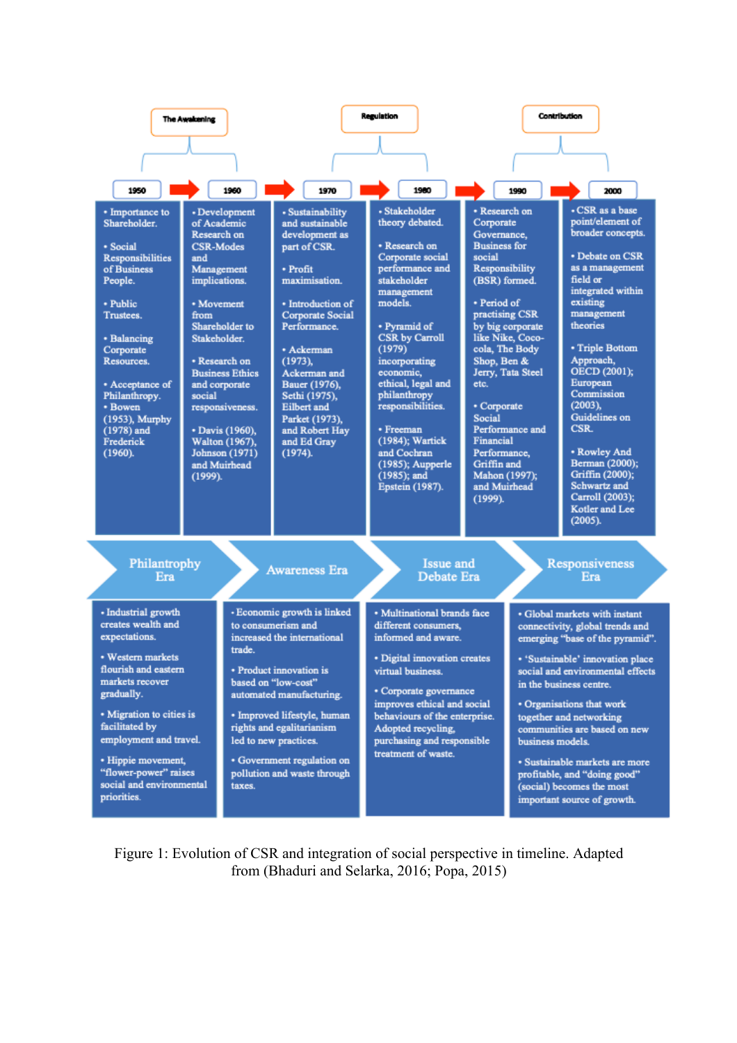**The Awakening** | **Regulation** | **Contribution**

| 1950 | 1960 | 1970 | 1980 | 1990 | 2000 |
|---|---|---|---|---|---|
| • Importance to Shareholder.<br><br>• Social Responsibilities of Business People.<br><br>• Public Trustees.<br><br>• Balancing Corporate Resources.<br><br>• Acceptance of Philanthropy.<br>• Bowen (1953), Murphy (1978) and Frederick (1960). | • Development of Academic Research on CSR-Modes and Management implications.<br><br>• Movement from Shareholder to Stakeholder.<br><br>• Research on Business Ethics and corporate social responsiveness.<br><br>• Davis (1960), Walton (1967), Johnson (1971) and Muirhead (1999). | • Sustainability and sustainable development as part of CSR.<br><br>• Profit maximisation.<br><br>• Introduction of Corporate Social Performance.<br><br>• Ackerman (1973), Ackerman and Bauer (1976), Sethi (1975), Eilbert and Parket (1973), and Robert Hay and Ed Gray (1974). | • Stakeholder theory debated.<br><br>• Research on Corporate social performance and stakeholder management models.<br><br>• Pyramid of CSR by Carroll (1979) incorporating economic, ethical, legal and philanthropy responsibilities.<br><br>• Freeman (1984); Wartick and Cochran (1985); Aupperle (1985); and Epstein (1987). | • Research on Corporate Governance, Business for social Responsibility (BSR) formed.<br><br>• Period of practising CSR by big corporate like Nike, Coco-cola, The Body Shop, Ben & Jerry, Tata Steel etc.<br><br>• Corporate Social Performance and Financial Performance, Griffin and Mahon (1997); and Muirhead (1999). | • CSR as a base point/element of broader concepts.<br><br>• Debate on CSR as a management field or integrated within existing management theories<br><br>• Triple Bottom Approach, OECD (2001); European Commission (2003), Guidelines on CSR.<br><br>• Rowley And Berman (2000); Griffin (2000); Schwartz and Carroll (2003); Kotler and Lee (2005). |

| Philantropy Era | Awareness Era | Issue and Debate Era | Responsiveness Era |
|---|---|---|---|
| • Industrial growth creates wealth and expectations.<br><br>• Western markets flourish and eastern markets recover gradually.<br><br>• Migration to cities is facilitated by employment and travel.<br><br>• Hippie movement, "flower-power" raises social and environmental priorities. | • Economic growth is linked to consumerism and increased the international trade.<br><br>• Product innovation is based on "low-cost" automated manufacturing.<br><br>• Improved lifestyle, human rights and egalitarianism led to new practices.<br><br>• Government regulation on pollution and waste through taxes. | • Multinational brands face different consumers, informed and aware.<br><br>• Digital innovation creates virtual business.<br><br>• Corporate governance improves ethical and social behaviours of the enterprise. Adopted recycling, purchasing and responsible treatment of waste. | • Global markets with instant connectivity, global trends and emerging "base of the pyramid".<br><br>• 'Sustainable' innovation place social and environmental effects in the business centre.<br><br>• Organisations that work together and networking communities are based on new business models.<br><br>• Sustainable markets are more profitable, and "doing good" (social) becomes the most important source of growth. |

Figure 1: Evolution of CSR and integration of social perspective in timeline. Adapted from (Bhaduri and Selarka, 2016; Popa, 2015)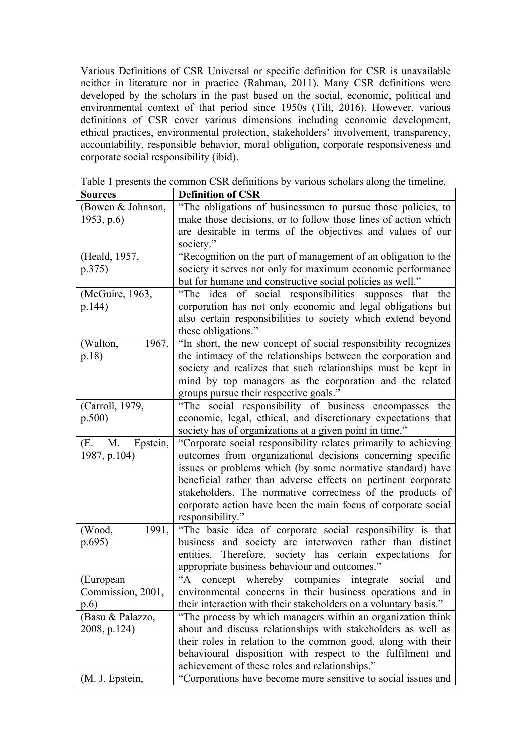Various Definitions of CSR Universal or specific definition for CSR is unavailable neither in literature nor in practice (Rahman, 2011). Many CSR definitions were developed by the scholars in the past based on the social, economic, political and environmental context of that period since 1950s (Tilt, 2016). However, various definitions of CSR cover various dimensions including economic development, ethical practices, environmental protection, stakeholders' involvement, transparency, accountability, responsible behavior, moral obligation, corporate responsiveness and corporate social responsibility (ibid).

Table 1 presents the common CSR definitions by various scholars along the timeline.

| Sources | Definition of CSR |
|---|---|
| (Bowen & Johnson, 1953, p.6) | "The obligations of businessmen to pursue those policies, to make those decisions, or to follow those lines of action which are desirable in terms of the objectives and values of our society." |
| (Heald, 1957, p.375) | "Recognition on the part of management of an obligation to the society it serves not only for maximum economic performance but for humane and constructive social policies as well." |
| (McGuire, 1963, p.144) | "The idea of social responsibilities supposes that the corporation has not only economic and legal obligations but also certain responsibilities to society which extend beyond these obligations." |
| (Walton, 1967, p.18) | "In short, the new concept of social responsibility recognizes the intimacy of the relationships between the corporation and society and realizes that such relationships must be kept in mind by top managers as the corporation and the related groups pursue their respective goals." |
| (Carroll, 1979, p.500) | "The social responsibility of business encompasses the economic, legal, ethical, and discretionary expectations that society has of organizations at a given point in time." |
| (E. M. Epstein, 1987, p.104) | "Corporate social responsibility relates primarily to achieving outcomes from organizational decisions concerning specific issues or problems which (by some normative standard) have beneficial rather than adverse effects on pertinent corporate stakeholders. The normative correctness of the products of corporate action have been the main focus of corporate social responsibility." |
| (Wood, 1991, p.695) | "The basic idea of corporate social responsibility is that business and society are interwoven rather than distinct entities. Therefore, society has certain expectations for appropriate business behaviour and outcomes." |
| (European Commission, 2001, p.6) | "A concept whereby companies integrate social and environmental concerns in their business operations and in their interaction with their stakeholders on a voluntary basis." |
| (Basu & Palazzo, 2008, p.124) | "The process by which managers within an organization think about and discuss relationships with stakeholders as well as their roles in relation to the common good, along with their behavioural disposition with respect to the fulfilment and achievement of these roles and relationships." |
| (M. J. Epstein, | "Corporations have become more sensitive to social issues and |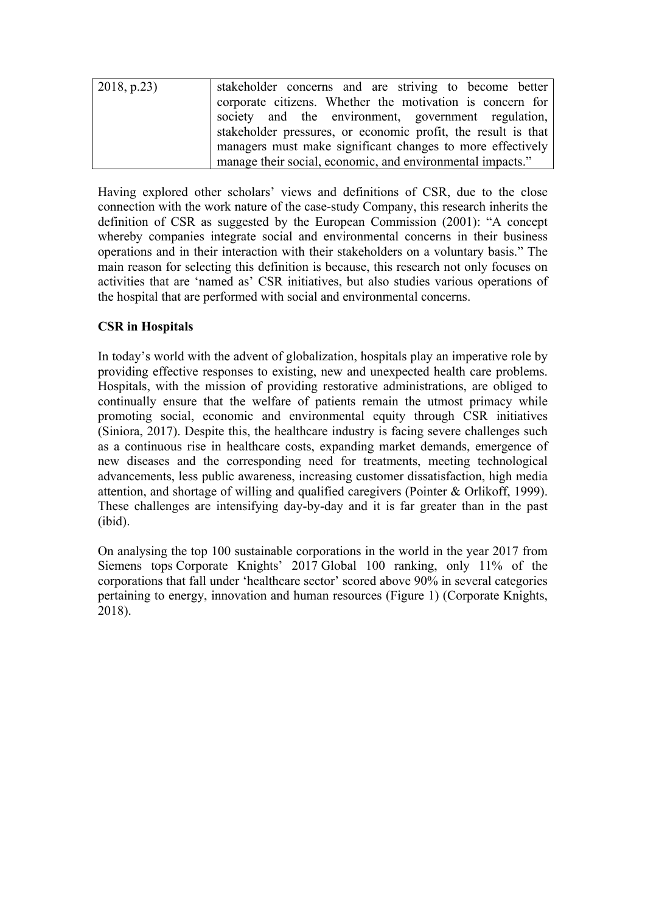| 2018, p.23) | stakeholder concerns and are striving to become better corporate citizens. Whether the motivation is concern for society and the environment, government regulation, stakeholder pressures, or economic profit, the result is that managers must make significant changes to more effectively manage their social, economic, and environmental impacts." |
|---|---|

Having explored other scholars' views and definitions of CSR, due to the close connection with the work nature of the case-study Company, this research inherits the definition of CSR as suggested by the European Commission (2001): "A concept whereby companies integrate social and environmental concerns in their business operations and in their interaction with their stakeholders on a voluntary basis." The main reason for selecting this definition is because, this research not only focuses on activities that are 'named as' CSR initiatives, but also studies various operations of the hospital that are performed with social and environmental concerns.

**CSR in Hospitals**

In today's world with the advent of globalization, hospitals play an imperative role by providing effective responses to existing, new and unexpected health care problems. Hospitals, with the mission of providing restorative administrations, are obliged to continually ensure that the welfare of patients remain the utmost primacy while promoting social, economic and environmental equity through CSR initiatives (Siniora, 2017). Despite this, the healthcare industry is facing severe challenges such as a continuous rise in healthcare costs, expanding market demands, emergence of new diseases and the corresponding need for treatments, meeting technological advancements, less public awareness, increasing customer dissatisfaction, high media attention, and shortage of willing and qualified caregivers (Pointer & Orlikoff, 1999). These challenges are intensifying day-by-day and it is far greater than in the past (ibid).

On analysing the top 100 sustainable corporations in the world in the year 2017 from Siemens tops Corporate Knights' 2017 Global 100 ranking, only 11% of the corporations that fall under 'healthcare sector' scored above 90% in several categories pertaining to energy, innovation and human resources (Figure 1) (Corporate Knights, 2018).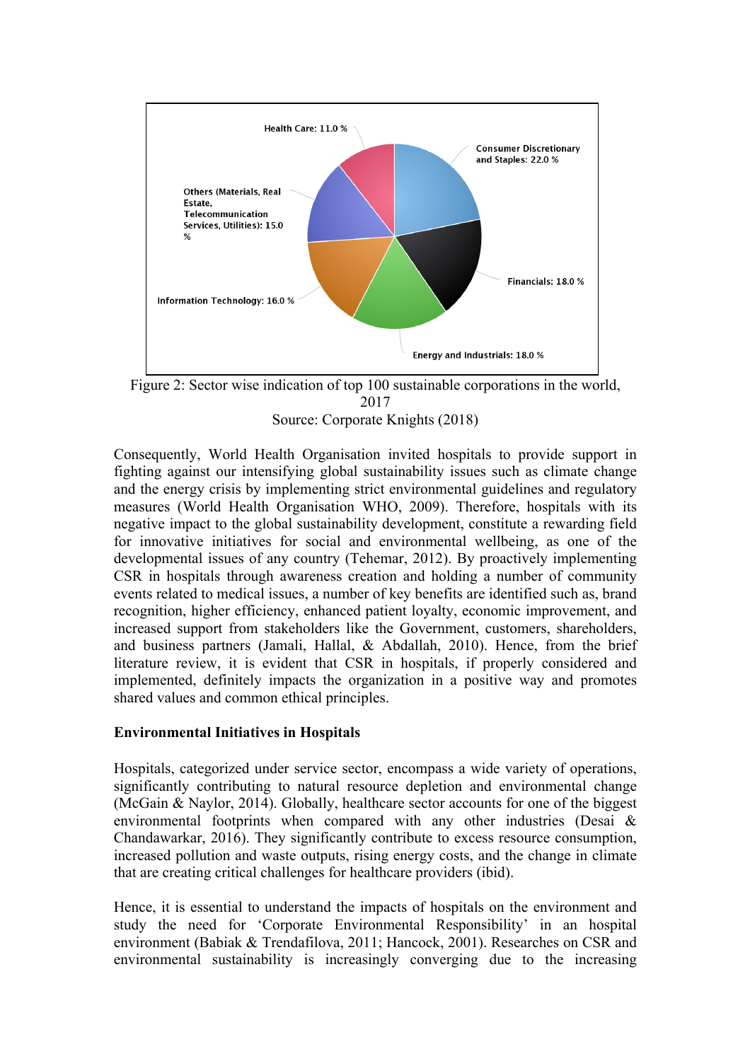Health Care: 11.0 %

Consumer Discretionary and Staples: 22.0 %

Others (Materials, Real Estate, Telecommunication Services, Utilities): 15.0 %

Financials: 18.0 %

Information Technology: 16.0 %

Energy and Industrials: 18.0 %

Figure 2: Sector wise indication of top 100 sustainable corporations in the world, 2017
Source: Corporate Knights (2018)

Consequently, World Health Organisation invited hospitals to provide support in fighting against our intensifying global sustainability issues such as climate change and the energy crisis by implementing strict environmental guidelines and regulatory measures (World Health Organisation WHO, 2009). Therefore, hospitals with its negative impact to the global sustainability development, constitute a rewarding field for innovative initiatives for social and environmental wellbeing, as one of the developmental issues of any country (Tehemar, 2012). By proactively implementing CSR in hospitals through awareness creation and holding a number of community events related to medical issues, a number of key benefits are identified such as, brand recognition, higher efficiency, enhanced patient loyalty, economic improvement, and increased support from stakeholders like the Government, customers, shareholders, and business partners (Jamali, Hallal, & Abdallah, 2010). Hence, from the brief literature review, it is evident that CSR in hospitals, if properly considered and implemented, definitely impacts the organization in a positive way and promotes shared values and common ethical principles.

**Environmental Initiatives in Hospitals**

Hospitals, categorized under service sector, encompass a wide variety of operations, significantly contributing to natural resource depletion and environmental change (McGain & Naylor, 2014). Globally, healthcare sector accounts for one of the biggest environmental footprints when compared with any other industries (Desai & Chandawarkar, 2016). They significantly contribute to excess resource consumption, increased pollution and waste outputs, rising energy costs, and the change in climate that are creating critical challenges for healthcare providers (ibid).

Hence, it is essential to understand the impacts of hospitals on the environment and study the need for 'Corporate Environmental Responsibility' in an hospital environment (Babiak & Trendafilova, 2011; Hancock, 2001). Researches on CSR and environmental sustainability is increasingly converging due to the increasing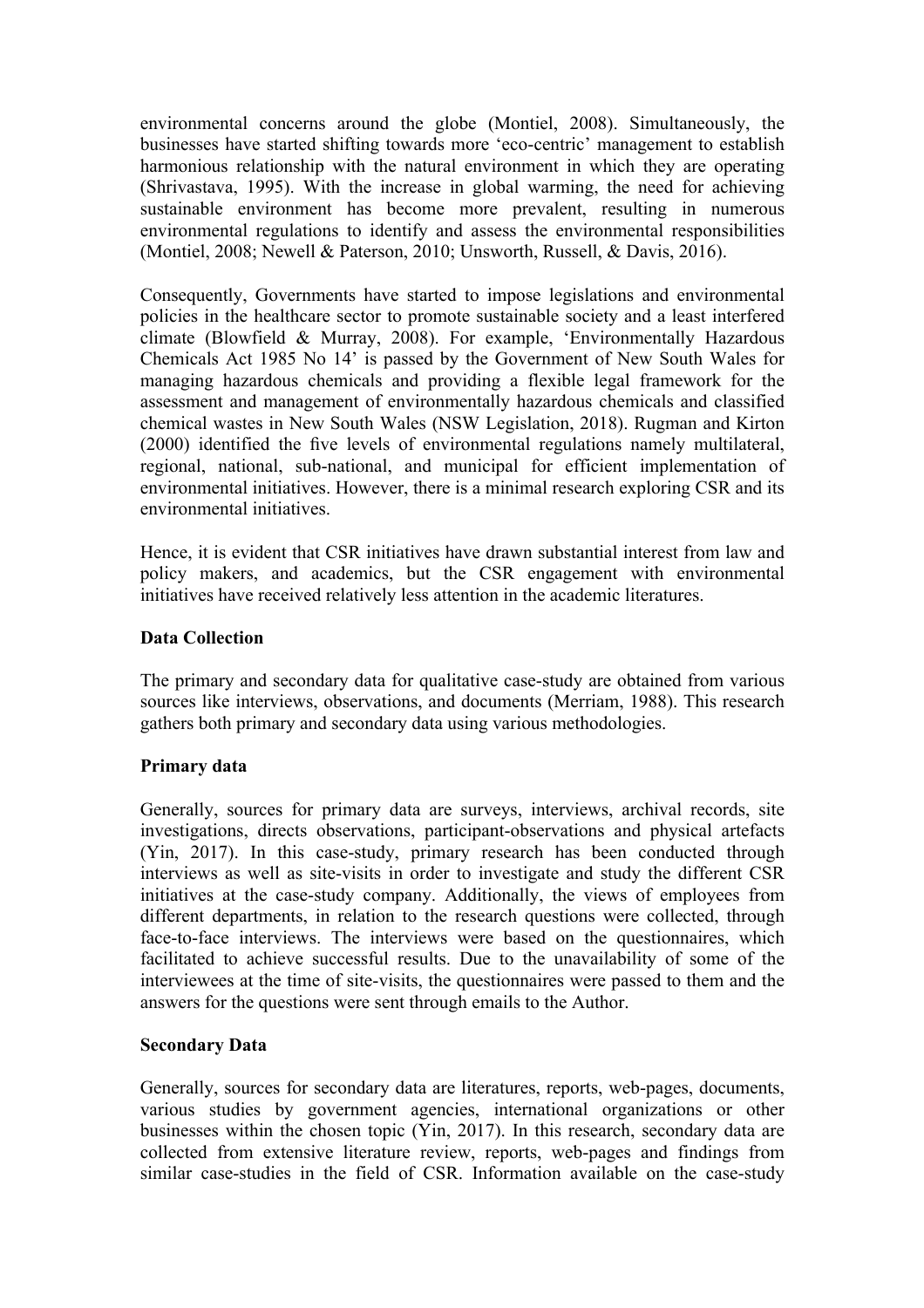environmental concerns around the globe (Montiel, 2008). Simultaneously, the businesses have started shifting towards more 'eco-centric' management to establish harmonious relationship with the natural environment in which they are operating (Shrivastava, 1995). With the increase in global warming, the need for achieving sustainable environment has become more prevalent, resulting in numerous environmental regulations to identify and assess the environmental responsibilities (Montiel, 2008; Newell & Paterson, 2010; Unsworth, Russell, & Davis, 2016).

Consequently, Governments have started to impose legislations and environmental policies in the healthcare sector to promote sustainable society and a least interfered climate (Blowfield & Murray, 2008). For example, 'Environmentally Hazardous Chemicals Act 1985 No 14' is passed by the Government of New South Wales for managing hazardous chemicals and providing a flexible legal framework for the assessment and management of environmentally hazardous chemicals and classified chemical wastes in New South Wales (NSW Legislation, 2018). Rugman and Kirton (2000) identified the five levels of environmental regulations namely multilateral, regional, national, sub-national, and municipal for efficient implementation of environmental initiatives. However, there is a minimal research exploring CSR and its environmental initiatives.

Hence, it is evident that CSR initiatives have drawn substantial interest from law and policy makers, and academics, but the CSR engagement with environmental initiatives have received relatively less attention in the academic literatures.

**Data Collection**

The primary and secondary data for qualitative case-study are obtained from various sources like interviews, observations, and documents (Merriam, 1988). This research gathers both primary and secondary data using various methodologies.

**Primary data**

Generally, sources for primary data are surveys, interviews, archival records, site investigations, directs observations, participant-observations and physical artefacts (Yin, 2017). In this case-study, primary research has been conducted through interviews as well as site-visits in order to investigate and study the different CSR initiatives at the case-study company. Additionally, the views of employees from different departments, in relation to the research questions were collected, through face-to-face interviews. The interviews were based on the questionnaires, which facilitated to achieve successful results. Due to the unavailability of some of the interviewees at the time of site-visits, the questionnaires were passed to them and the answers for the questions were sent through emails to the Author.

**Secondary Data**

Generally, sources for secondary data are literatures, reports, web-pages, documents, various studies by government agencies, international organizations or other businesses within the chosen topic (Yin, 2017). In this research, secondary data are collected from extensive literature review, reports, web-pages and findings from similar case-studies in the field of CSR. Information available on the case-study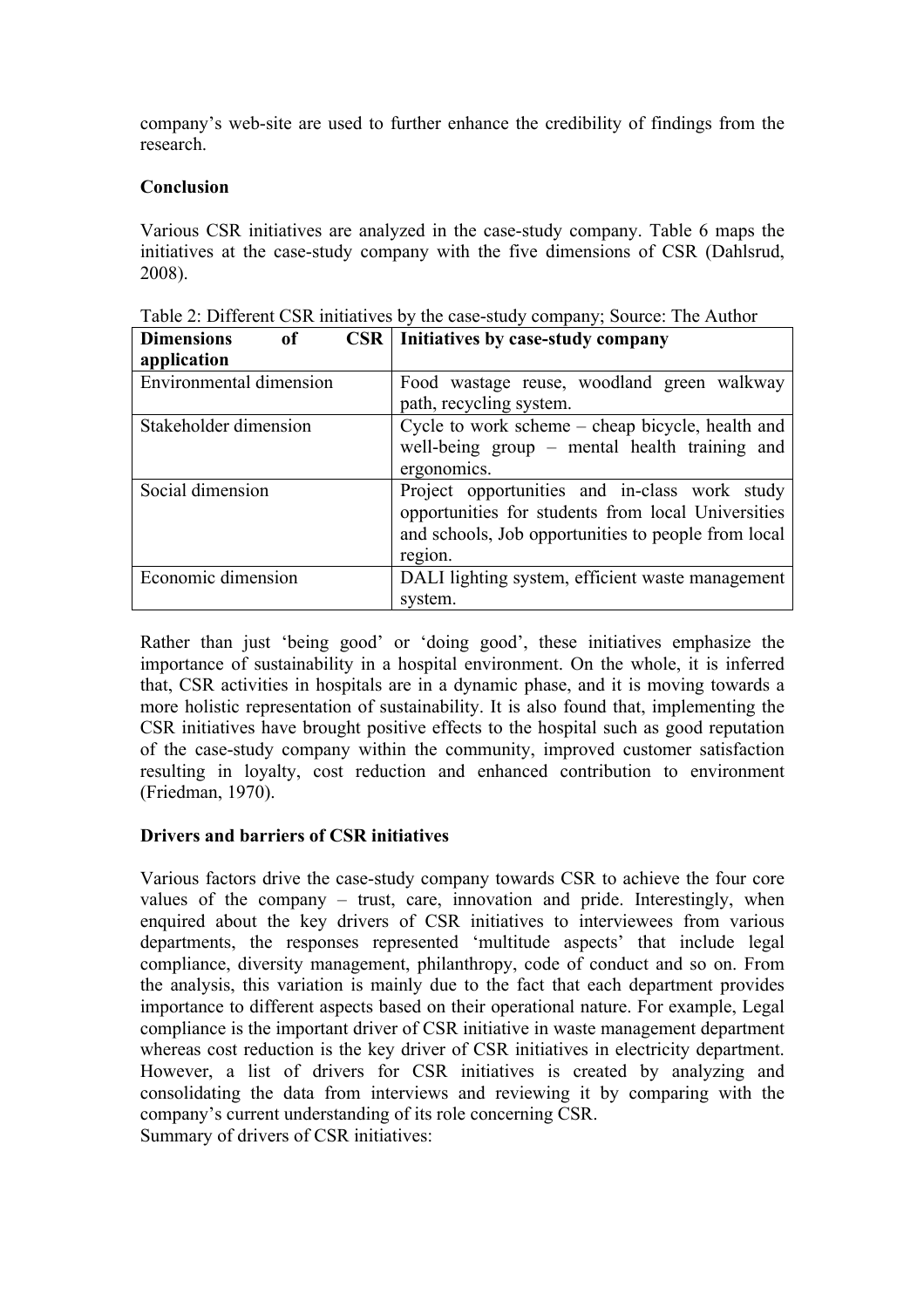company's web-site are used to further enhance the credibility of findings from the research.

**Conclusion**

Various CSR initiatives are analyzed in the case-study company. Table 6 maps the initiatives at the case-study company with the five dimensions of CSR (Dahlsrud, 2008).

Table 2: Different CSR initiatives by the case-study company; Source: The Author

| Dimensions of CSR application | Initiatives by case-study company |
|---|---|
| Environmental dimension | Food wastage reuse, woodland green walkway path, recycling system. |
| Stakeholder dimension | Cycle to work scheme – cheap bicycle, health and well-being group – mental health training and ergonomics. |
| Social dimension | Project opportunities and in-class work study opportunities for students from local Universities and schools, Job opportunities to people from local region. |
| Economic dimension | DALI lighting system, efficient waste management system. |

Rather than just 'being good' or 'doing good', these initiatives emphasize the importance of sustainability in a hospital environment. On the whole, it is inferred that, CSR activities in hospitals are in a dynamic phase, and it is moving towards a more holistic representation of sustainability. It is also found that, implementing the CSR initiatives have brought positive effects to the hospital such as good reputation of the case-study company within the community, improved customer satisfaction resulting in loyalty, cost reduction and enhanced contribution to environment (Friedman, 1970).

**Drivers and barriers of CSR initiatives**

Various factors drive the case-study company towards CSR to achieve the four core values of the company – trust, care, innovation and pride. Interestingly, when enquired about the key drivers of CSR initiatives to interviewees from various departments, the responses represented 'multitude aspects' that include legal compliance, diversity management, philanthropy, code of conduct and so on. From the analysis, this variation is mainly due to the fact that each department provides importance to different aspects based on their operational nature. For example, Legal compliance is the important driver of CSR initiative in waste management department whereas cost reduction is the key driver of CSR initiatives in electricity department. However, a list of drivers for CSR initiatives is created by analyzing and consolidating the data from interviews and reviewing it by comparing with the company's current understanding of its role concerning CSR.
Summary of drivers of CSR initiatives: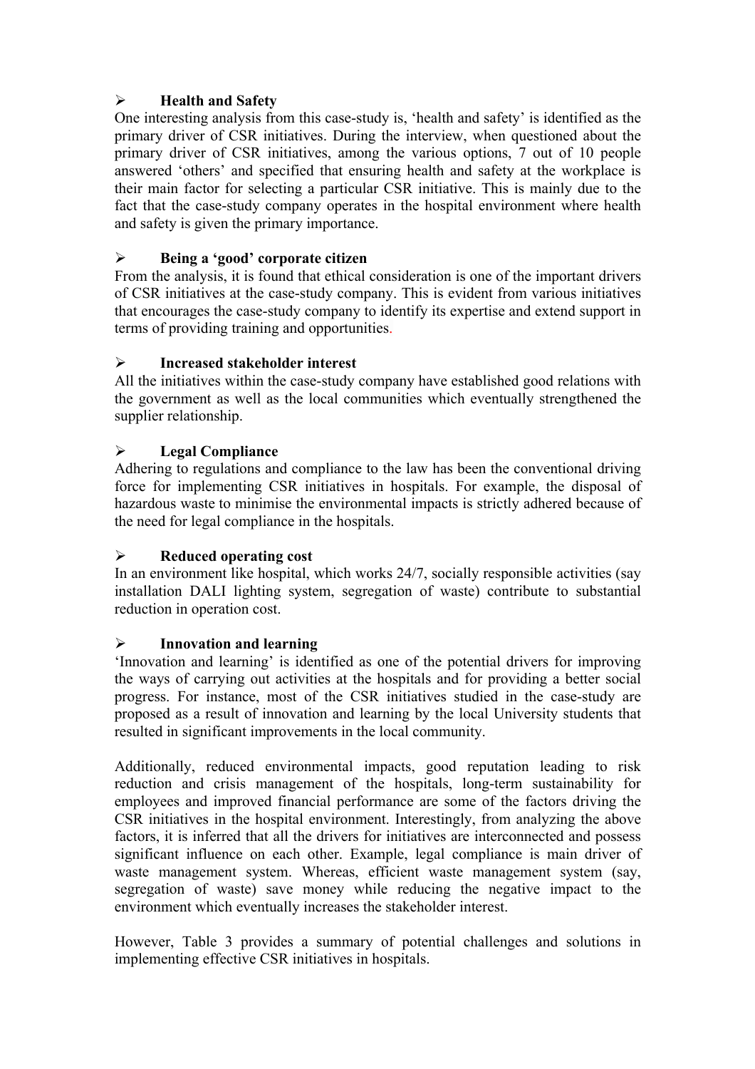- **Health and Safety**

One interesting analysis from this case-study is, 'health and safety' is identified as the primary driver of CSR initiatives. During the interview, when questioned about the primary driver of CSR initiatives, among the various options, 7 out of 10 people answered 'others' and specified that ensuring health and safety at the workplace is their main factor for selecting a particular CSR initiative. This is mainly due to the fact that the case-study company operates in the hospital environment where health and safety is given the primary importance.

- **Being a 'good' corporate citizen**

From the analysis, it is found that ethical consideration is one of the important drivers of CSR initiatives at the case-study company. This is evident from various initiatives that encourages the case-study company to identify its expertise and extend support in terms of providing training and opportunities.

- **Increased stakeholder interest**

All the initiatives within the case-study company have established good relations with the government as well as the local communities which eventually strengthened the supplier relationship.

- **Legal Compliance**

Adhering to regulations and compliance to the law has been the conventional driving force for implementing CSR initiatives in hospitals. For example, the disposal of hazardous waste to minimise the environmental impacts is strictly adhered because of the need for legal compliance in the hospitals.

- **Reduced operating cost**

In an environment like hospital, which works 24/7, socially responsible activities (say installation DALI lighting system, segregation of waste) contribute to substantial reduction in operation cost.

- **Innovation and learning**

'Innovation and learning' is identified as one of the potential drivers for improving the ways of carrying out activities at the hospitals and for providing a better social progress. For instance, most of the CSR initiatives studied in the case-study are proposed as a result of innovation and learning by the local University students that resulted in significant improvements in the local community.

Additionally, reduced environmental impacts, good reputation leading to risk reduction and crisis management of the hospitals, long-term sustainability for employees and improved financial performance are some of the factors driving the CSR initiatives in the hospital environment. Interestingly, from analyzing the above factors, it is inferred that all the drivers for initiatives are interconnected and possess significant influence on each other. Example, legal compliance is main driver of waste management system. Whereas, efficient waste management system (say, segregation of waste) save money while reducing the negative impact to the environment which eventually increases the stakeholder interest.

However, Table 3 provides a summary of potential challenges and solutions in implementing effective CSR initiatives in hospitals.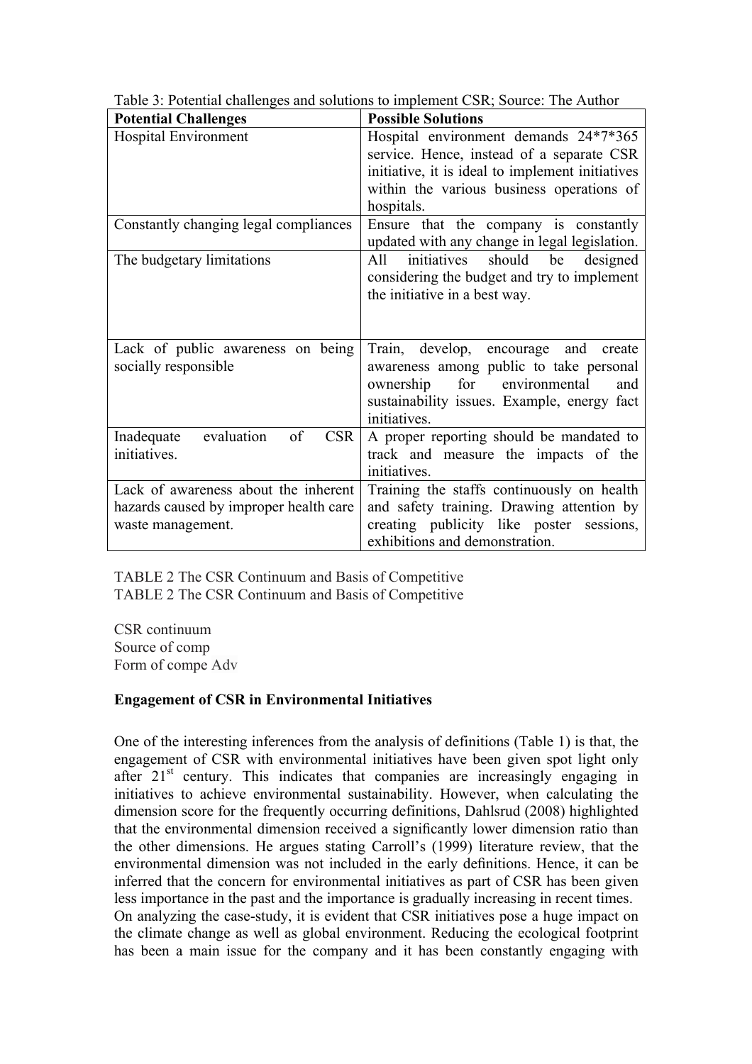Table 3: Potential challenges and solutions to implement CSR; Source: The Author

| Potential Challenges | Possible Solutions |
|---|---|
| Hospital Environment | Hospital environment demands 24*7*365 service. Hence, instead of a separate CSR initiative, it is ideal to implement initiatives within the various business operations of hospitals. |
| Constantly changing legal compliances | Ensure that the company is constantly updated with any change in legal legislation. |
| The budgetary limitations | All initiatives should be designed considering the budget and try to implement the initiative in a best way. |
| Lack of public awareness on being socially responsible | Train, develop, encourage and create awareness among public to take personal ownership for environmental and sustainability issues. Example, energy fact initiatives. |
| Inadequate evaluation of CSR initiatives. | A proper reporting should be mandated to track and measure the impacts of the initiatives. |
| Lack of awareness about the inherent hazards caused by improper health care waste management. | Training the staffs continuously on health and safety training. Drawing attention by creating publicity like poster sessions, exhibitions and demonstration. |

TABLE 2 The CSR Continuum and Basis of Competitive
TABLE 2 The CSR Continuum and Basis of Competitive

CSR continuum
Source of comp
Form of compe Adv

**Engagement of CSR in Environmental Initiatives**

One of the interesting inferences from the analysis of definitions (Table 1) is that, the engagement of CSR with environmental initiatives have been given spot light only after 21st century. This indicates that companies are increasingly engaging in initiatives to achieve environmental sustainability. However, when calculating the dimension score for the frequently occurring definitions, Dahlsrud (2008) highlighted that the environmental dimension received a significantly lower dimension ratio than the other dimensions. He argues stating Carroll's (1999) literature review, that the environmental dimension was not included in the early definitions. Hence, it can be inferred that the concern for environmental initiatives as part of CSR has been given less importance in the past and the importance is gradually increasing in recent times.
On analyzing the case-study, it is evident that CSR initiatives pose a huge impact on the climate change as well as global environment. Reducing the ecological footprint has been a main issue for the company and it has been constantly engaging with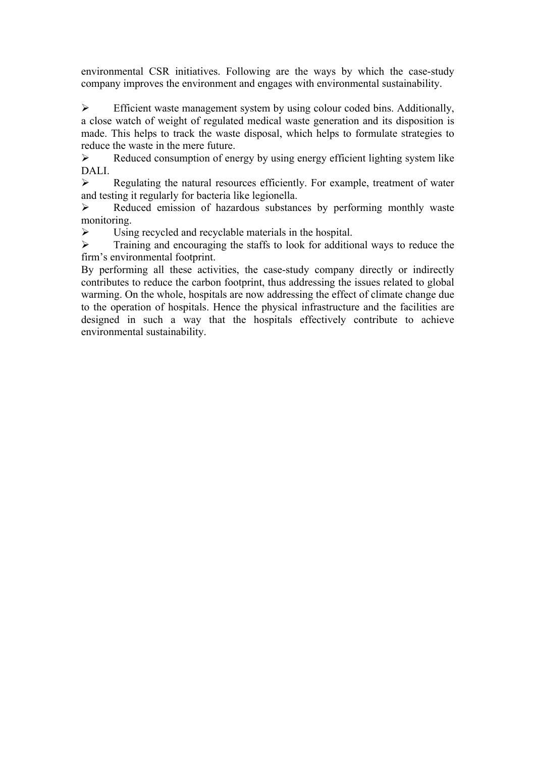environmental CSR initiatives. Following are the ways by which the case-study company improves the environment and engages with environmental sustainability.

- Efficient waste management system by using colour coded bins. Additionally, a close watch of weight of regulated medical waste generation and its disposition is made. This helps to track the waste disposal, which helps to formulate strategies to reduce the waste in the mere future.
- Reduced consumption of energy by using energy efficient lighting system like DALI.
- Regulating the natural resources efficiently. For example, treatment of water and testing it regularly for bacteria like legionella.
- Reduced emission of hazardous substances by performing monthly waste monitoring.
- Using recycled and recyclable materials in the hospital.
- Training and encouraging the staffs to look for additional ways to reduce the firm's environmental footprint.

By performing all these activities, the case-study company directly or indirectly contributes to reduce the carbon footprint, thus addressing the issues related to global warming. On the whole, hospitals are now addressing the effect of climate change due to the operation of hospitals. Hence the physical infrastructure and the facilities are designed in such a way that the hospitals effectively contribute to achieve environmental sustainability.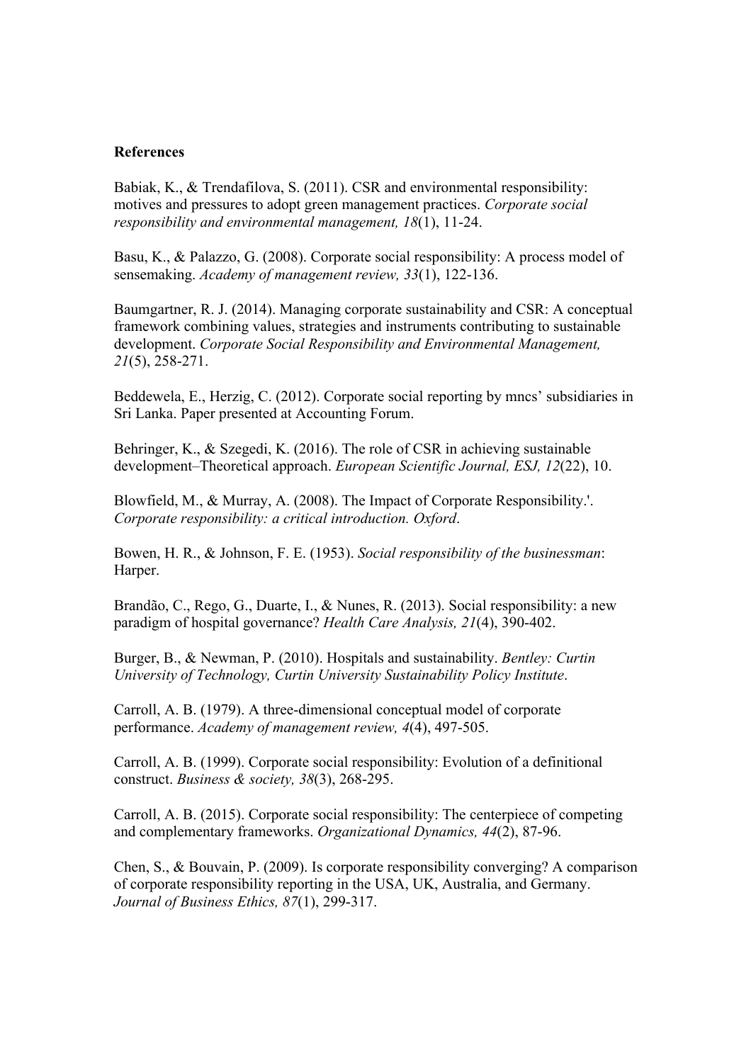**References**

Babiak, K., & Trendafilova, S. (2011). CSR and environmental responsibility: motives and pressures to adopt green management practices. *Corporate social responsibility and environmental management, 18*(1), 11-24.

Basu, K., & Palazzo, G. (2008). Corporate social responsibility: A process model of sensemaking. *Academy of management review, 33*(1), 122-136.

Baumgartner, R. J. (2014). Managing corporate sustainability and CSR: A conceptual framework combining values, strategies and instruments contributing to sustainable development. *Corporate Social Responsibility and Environmental Management, 21*(5), 258-271.

Beddewela, E., Herzig, C. (2012). Corporate social reporting by mncs' subsidiaries in Sri Lanka. Paper presented at Accounting Forum.

Behringer, K., & Szegedi, K. (2016). The role of CSR in achieving sustainable development–Theoretical approach. *European Scientific Journal, ESJ, 12*(22), 10.

Blowfield, M., & Murray, A. (2008). The Impact of Corporate Responsibility.'. *Corporate responsibility: a critical introduction. Oxford*.

Bowen, H. R., & Johnson, F. E. (1953). *Social responsibility of the businessman*: Harper.

Brandão, C., Rego, G., Duarte, I., & Nunes, R. (2013). Social responsibility: a new paradigm of hospital governance? *Health Care Analysis, 21*(4), 390-402.

Burger, B., & Newman, P. (2010). Hospitals and sustainability. *Bentley: Curtin University of Technology, Curtin University Sustainability Policy Institute*.

Carroll, A. B. (1979). A three-dimensional conceptual model of corporate performance. *Academy of management review, 4*(4), 497-505.

Carroll, A. B. (1999). Corporate social responsibility: Evolution of a definitional construct. *Business & society, 38*(3), 268-295.

Carroll, A. B. (2015). Corporate social responsibility: The centerpiece of competing and complementary frameworks. *Organizational Dynamics, 44*(2), 87-96.

Chen, S., & Bouvain, P. (2009). Is corporate responsibility converging? A comparison of corporate responsibility reporting in the USA, UK, Australia, and Germany. *Journal of Business Ethics, 87*(1), 299-317.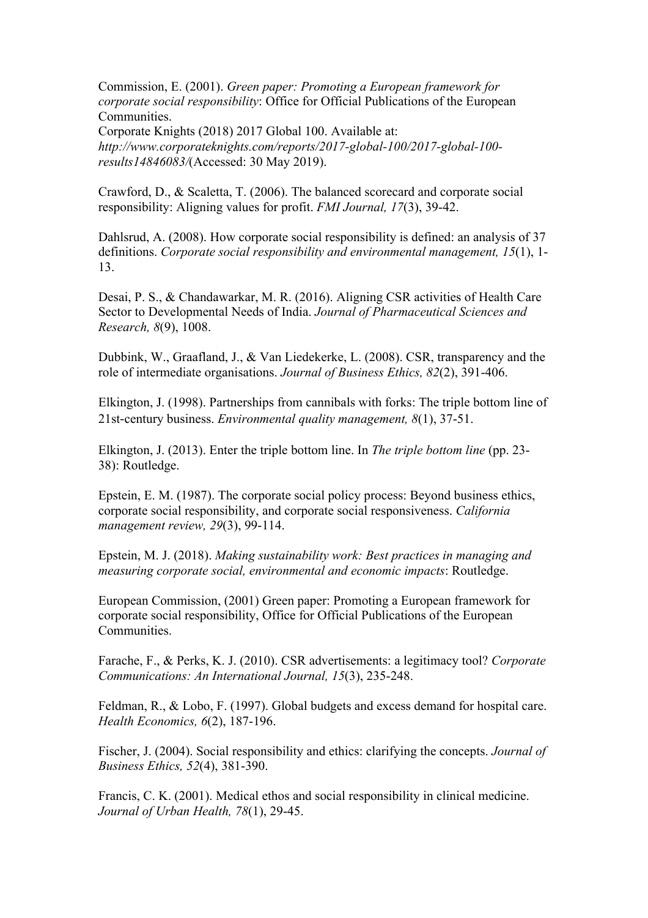Commission, E. (2001). *Green paper: Promoting a European framework for corporate social responsibility*: Office for Official Publications of the European Communities.
Corporate Knights (2018) 2017 Global 100. Available at: *http://www.corporateknights.com/reports/2017-global-100/2017-global-100-results14846083/*(Accessed: 30 May 2019).

Crawford, D., & Scaletta, T. (2006). The balanced scorecard and corporate social responsibility: Aligning values for profit. *FMI Journal, 17*(3), 39-42.

Dahlsrud, A. (2008). How corporate social responsibility is defined: an analysis of 37 definitions. *Corporate social responsibility and environmental management, 15*(1), 1-13.

Desai, P. S., & Chandawarkar, M. R. (2016). Aligning CSR activities of Health Care Sector to Developmental Needs of India. *Journal of Pharmaceutical Sciences and Research, 8*(9), 1008.

Dubbink, W., Graafland, J., & Van Liedekerke, L. (2008). CSR, transparency and the role of intermediate organisations. *Journal of Business Ethics, 82*(2), 391-406.

Elkington, J. (1998). Partnerships from cannibals with forks: The triple bottom line of 21st-century business. *Environmental quality management, 8*(1), 37-51.

Elkington, J. (2013). Enter the triple bottom line. In *The triple bottom line* (pp. 23-38): Routledge.

Epstein, E. M. (1987). The corporate social policy process: Beyond business ethics, corporate social responsibility, and corporate social responsiveness. *California management review, 29*(3), 99-114.

Epstein, M. J. (2018). *Making sustainability work: Best practices in managing and measuring corporate social, environmental and economic impacts*: Routledge.

European Commission, (2001) Green paper: Promoting a European framework for corporate social responsibility, Office for Official Publications of the European Communities.

Farache, F., & Perks, K. J. (2010). CSR advertisements: a legitimacy tool? *Corporate Communications: An International Journal, 15*(3), 235-248.

Feldman, R., & Lobo, F. (1997). Global budgets and excess demand for hospital care. *Health Economics, 6*(2), 187-196.

Fischer, J. (2004). Social responsibility and ethics: clarifying the concepts. *Journal of Business Ethics, 52*(4), 381-390.

Francis, C. K. (2001). Medical ethos and social responsibility in clinical medicine. *Journal of Urban Health, 78*(1), 29-45.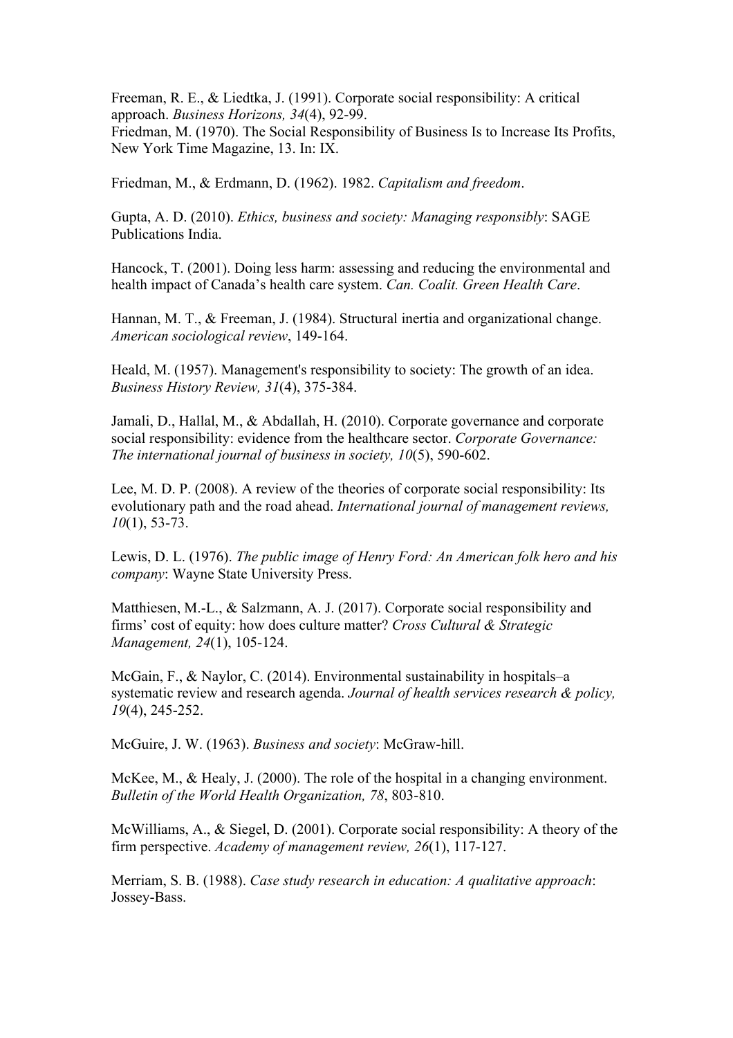Freeman, R. E., & Liedtka, J. (1991). Corporate social responsibility: A critical approach. *Business Horizons, 34*(4), 92-99.
Friedman, M. (1970). The Social Responsibility of Business Is to Increase Its Profits, New York Time Magazine, 13. In: IX.

Friedman, M., & Erdmann, D. (1962). 1982. *Capitalism and freedom*.

Gupta, A. D. (2010). *Ethics, business and society: Managing responsibly*: SAGE Publications India.

Hancock, T. (2001). Doing less harm: assessing and reducing the environmental and health impact of Canada's health care system. *Can. Coalit. Green Health Care*.

Hannan, M. T., & Freeman, J. (1984). Structural inertia and organizational change. *American sociological review*, 149-164.

Heald, M. (1957). Management's responsibility to society: The growth of an idea. *Business History Review, 31*(4), 375-384.

Jamali, D., Hallal, M., & Abdallah, H. (2010). Corporate governance and corporate social responsibility: evidence from the healthcare sector. *Corporate Governance: The international journal of business in society, 10*(5), 590-602.

Lee, M. D. P. (2008). A review of the theories of corporate social responsibility: Its evolutionary path and the road ahead. *International journal of management reviews, 10*(1), 53-73.

Lewis, D. L. (1976). *The public image of Henry Ford: An American folk hero and his company*: Wayne State University Press.

Matthiesen, M.-L., & Salzmann, A. J. (2017). Corporate social responsibility and firms' cost of equity: how does culture matter? *Cross Cultural & Strategic Management, 24*(1), 105-124.

McGain, F., & Naylor, C. (2014). Environmental sustainability in hospitals–a systematic review and research agenda. *Journal of health services research & policy, 19*(4), 245-252.

McGuire, J. W. (1963). *Business and society*: McGraw-hill.

McKee, M., & Healy, J. (2000). The role of the hospital in a changing environment. *Bulletin of the World Health Organization, 78*, 803-810.

McWilliams, A., & Siegel, D. (2001). Corporate social responsibility: A theory of the firm perspective. *Academy of management review, 26*(1), 117-127.

Merriam, S. B. (1988). *Case study research in education: A qualitative approach*: Jossey-Bass.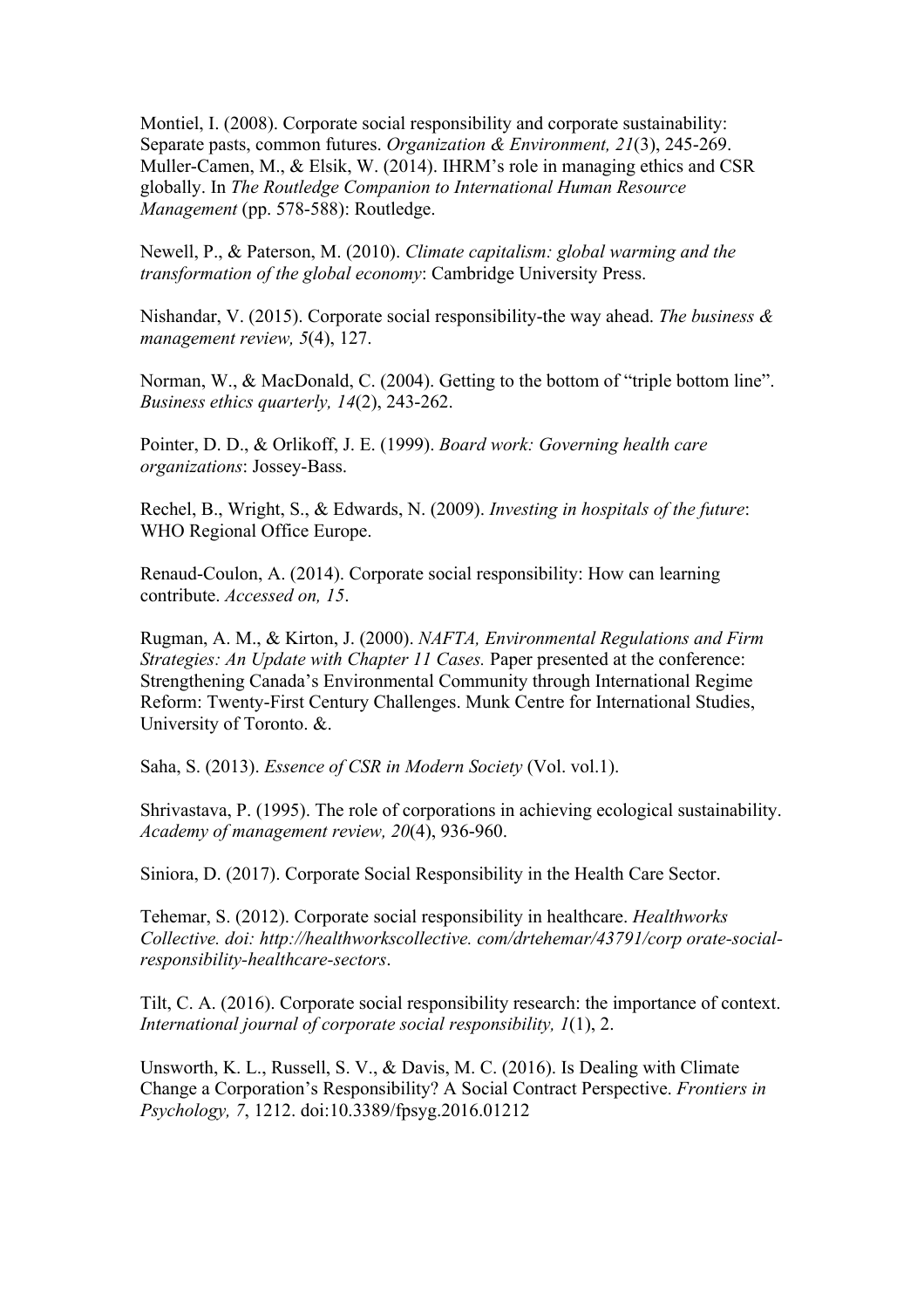Montiel, I. (2008). Corporate social responsibility and corporate sustainability: Separate pasts, common futures. *Organization & Environment, 21*(3), 245-269.
Muller-Camen, M., & Elsik, W. (2014). IHRM's role in managing ethics and CSR globally. In *The Routledge Companion to International Human Resource Management* (pp. 578-588): Routledge.

Newell, P., & Paterson, M. (2010). *Climate capitalism: global warming and the transformation of the global economy*: Cambridge University Press.

Nishandar, V. (2015). Corporate social responsibility-the way ahead. *The business & management review, 5*(4), 127.

Norman, W., & MacDonald, C. (2004). Getting to the bottom of "triple bottom line". *Business ethics quarterly, 14*(2), 243-262.

Pointer, D. D., & Orlikoff, J. E. (1999). *Board work: Governing health care organizations*: Jossey-Bass.

Rechel, B., Wright, S., & Edwards, N. (2009). *Investing in hospitals of the future*: WHO Regional Office Europe.

Renaud-Coulon, A. (2014). Corporate social responsibility: How can learning contribute. *Accessed on, 15*.

Rugman, A. M., & Kirton, J. (2000). *NAFTA, Environmental Regulations and Firm Strategies: An Update with Chapter 11 Cases.* Paper presented at the conference: Strengthening Canada's Environmental Community through International Regime Reform: Twenty-First Century Challenges. Munk Centre for International Studies, University of Toronto. &.

Saha, S. (2013). *Essence of CSR in Modern Society* (Vol. vol.1).

Shrivastava, P. (1995). The role of corporations in achieving ecological sustainability. *Academy of management review, 20*(4), 936-960.

Siniora, D. (2017). Corporate Social Responsibility in the Health Care Sector.

Tehemar, S. (2012). Corporate social responsibility in healthcare. *Healthworks Collective. doi: http://healthworkscollective. com/drtehemar/43791/corp orate-social-responsibility-healthcare-sectors*.

Tilt, C. A. (2016). Corporate social responsibility research: the importance of context. *International journal of corporate social responsibility, 1*(1), 2.

Unsworth, K. L., Russell, S. V., & Davis, M. C. (2016). Is Dealing with Climate Change a Corporation's Responsibility? A Social Contract Perspective. *Frontiers in Psychology, 7*, 1212. doi:10.3389/fpsyg.2016.01212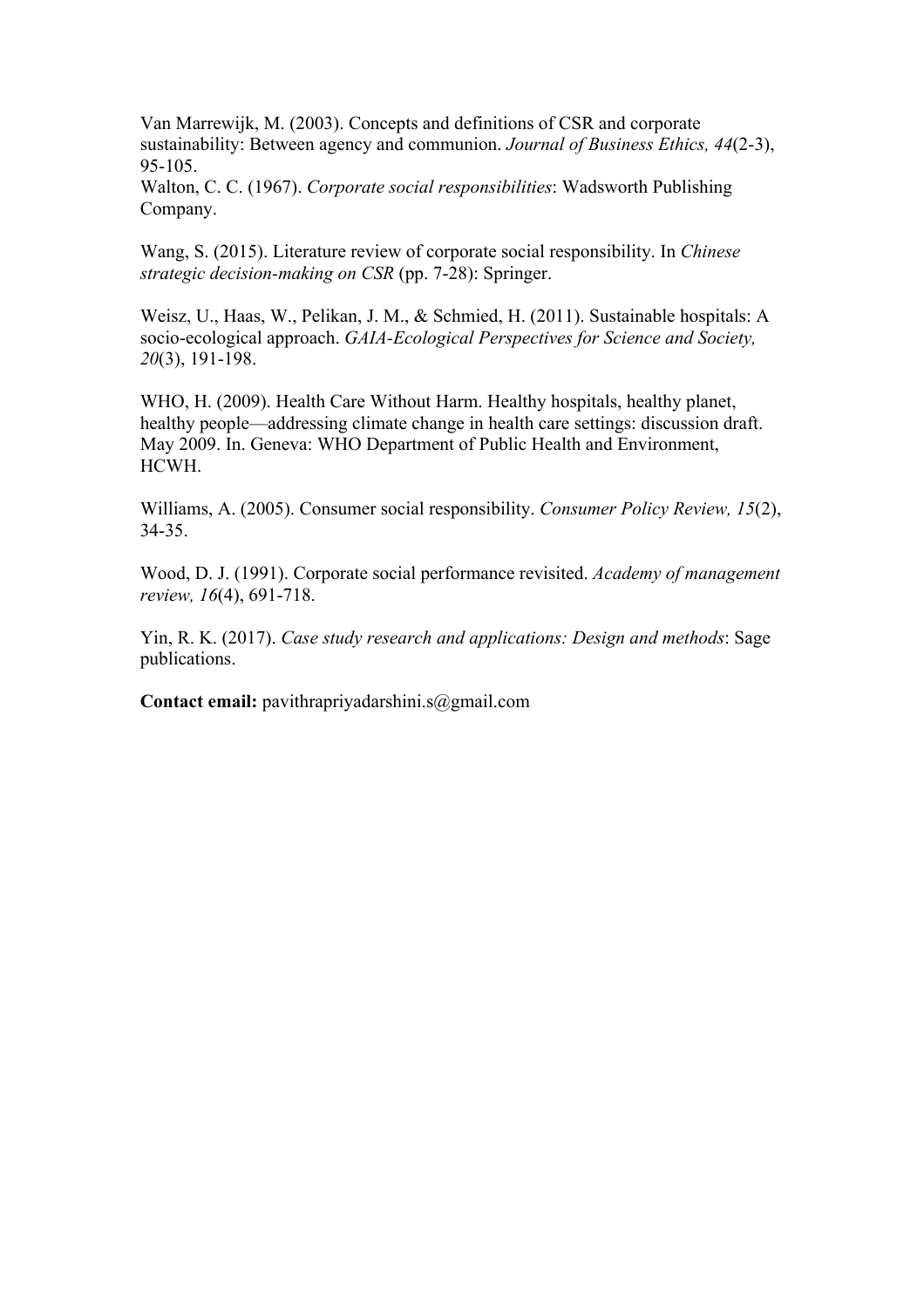Van Marrewijk, M. (2003). Concepts and definitions of CSR and corporate sustainability: Between agency and communion. *Journal of Business Ethics, 44*(2-3), 95-105.

Walton, C. C. (1967). *Corporate social responsibilities*: Wadsworth Publishing Company.

Wang, S. (2015). Literature review of corporate social responsibility. In *Chinese strategic decision-making on CSR* (pp. 7-28): Springer.

Weisz, U., Haas, W., Pelikan, J. M., & Schmied, H. (2011). Sustainable hospitals: A socio-ecological approach. *GAIA-Ecological Perspectives for Science and Society, 20*(3), 191-198.

WHO, H. (2009). Health Care Without Harm. Healthy hospitals, healthy planet, healthy people—addressing climate change in health care settings: discussion draft. May 2009. In. Geneva: WHO Department of Public Health and Environment, HCWH.

Williams, A. (2005). Consumer social responsibility. *Consumer Policy Review, 15*(2), 34-35.

Wood, D. J. (1991). Corporate social performance revisited. *Academy of management review, 16*(4), 691-718.

Yin, R. K. (2017). *Case study research and applications: Design and methods*: Sage publications.

**Contact email:** pavithrapriyadarshini.s@gmail.com